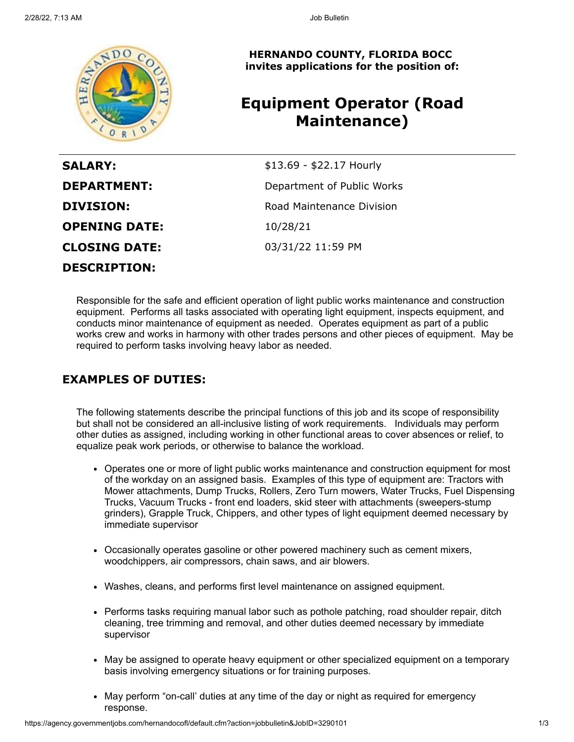**HERNANDO COUNTY, FLORIDA BOCC**
**invites applications for the position of:**

# Equipment Operator (Road Maintenance)

| | |
|---|---|
| **SALARY:** | $13.69 - $22.17 Hourly |
| **DEPARTMENT:** | Department of Public Works |
| **DIVISION:** | Road Maintenance Division |
| **OPENING DATE:** | 10/28/21 |
| **CLOSING DATE:** | 03/31/22 11:59 PM |

## DESCRIPTION:

Responsible for the safe and efficient operation of light public works maintenance and construction equipment. Performs all tasks associated with operating light equipment, inspects equipment, and conducts minor maintenance of equipment as needed. Operates equipment as part of a public works crew and works in harmony with other trades persons and other pieces of equipment. May be required to perform tasks involving heavy labor as needed.

## EXAMPLES OF DUTIES:

The following statements describe the principal functions of this job and its scope of responsibility but shall not be considered an all-inclusive listing of work requirements. Individuals may perform other duties as assigned, including working in other functional areas to cover absences or relief, to equalize peak work periods, or otherwise to balance the workload.

- Operates one or more of light public works maintenance and construction equipment for most of the workday on an assigned basis. Examples of this type of equipment are: Tractors with Mower attachments, Dump Trucks, Rollers, Zero Turn mowers, Water Trucks, Fuel Dispensing Trucks, Vacuum Trucks - front end loaders, skid steer with attachments (sweepers-stump grinders), Grapple Truck, Chippers, and other types of light equipment deemed necessary by immediate supervisor

- Occasionally operates gasoline or other powered machinery such as cement mixers, woodchippers, air compressors, chain saws, and air blowers.

- Washes, cleans, and performs first level maintenance on assigned equipment.

- Performs tasks requiring manual labor such as pothole patching, road shoulder repair, ditch cleaning, tree trimming and removal, and other duties deemed necessary by immediate supervisor

- May be assigned to operate heavy equipment or other specialized equipment on a temporary basis involving emergency situations or for training purposes.

- May perform "on-call' duties at any time of the day or night as required for emergency response.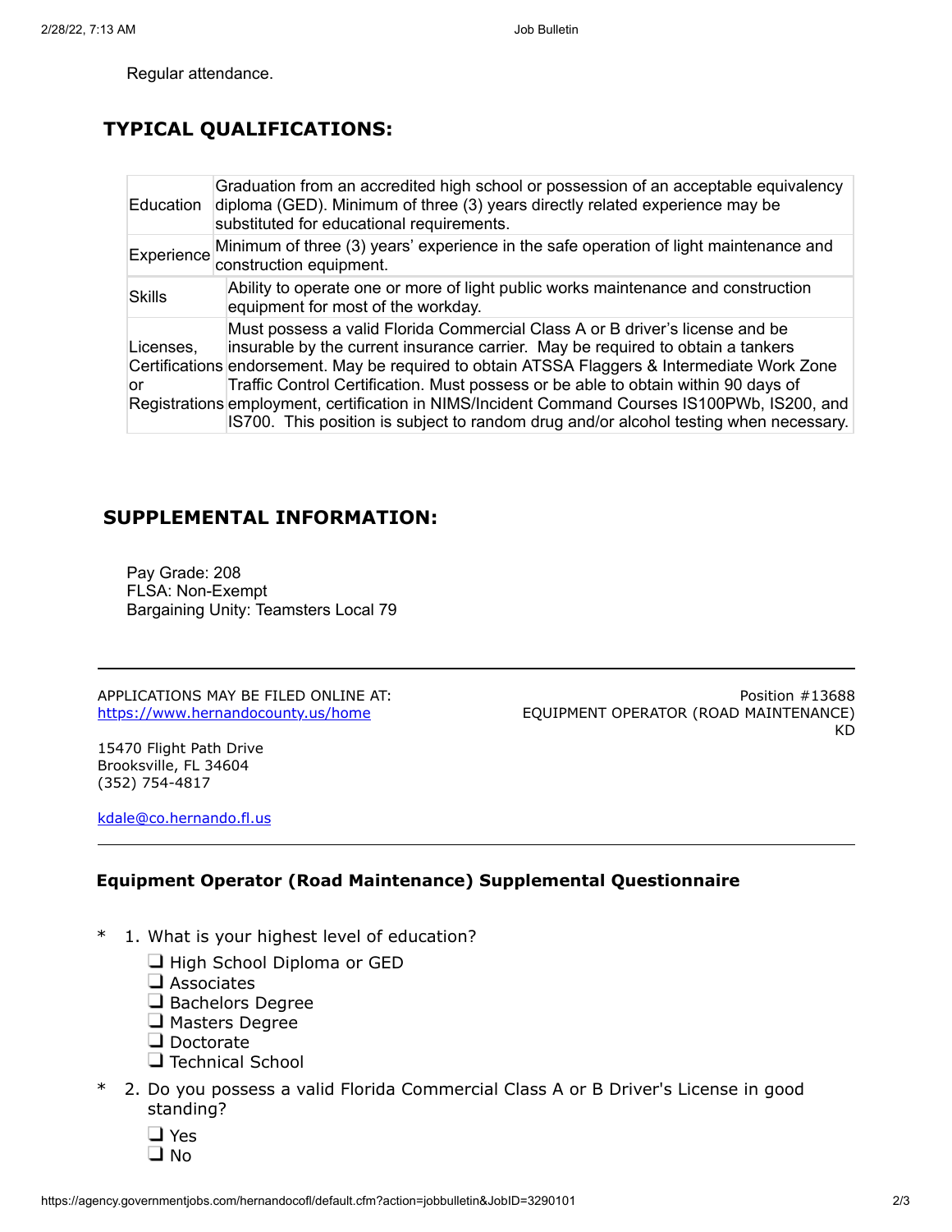Regular attendance.

## TYPICAL QUALIFICATIONS:

| | |
|---|---|
| Education | Graduation from an accredited high school or possession of an acceptable equivalency diploma (GED). Minimum of three (3) years directly related experience may be substituted for educational requirements. |
| Experience | Minimum of three (3) years' experience in the safe operation of light maintenance and construction equipment. |
| Skills | Ability to operate one or more of light public works maintenance and construction equipment for most of the workday. |
| Licenses, Certifications or Registrations | Must possess a valid Florida Commercial Class A or B driver's license and be insurable by the current insurance carrier. May be required to obtain a tankers endorsement. May be required to obtain ATSSA Flaggers & Intermediate Work Zone Traffic Control Certification. Must possess or be able to obtain within 90 days of employment, certification in NIMS/Incident Command Courses IS100PWb, IS200, and IS700. This position is subject to random drug and/or alcohol testing when necessary. |

## SUPPLEMENTAL INFORMATION:

Pay Grade: 208
FLSA: Non-Exempt
Bargaining Unity: Teamsters Local 79

---

APPLICATIONS MAY BE FILED ONLINE AT:
https://www.hernandocounty.us/home

15470 Flight Path Drive
Brooksville, FL 34604
(352) 754-4817

kdale@co.hernando.fl.us

Position #13688
EQUIPMENT OPERATOR (ROAD MAINTENANCE)
KD

---

### Equipment Operator (Road Maintenance) Supplemental Questionnaire

\* 1. What is your highest level of education?

- ❑ High School Diploma or GED
- ❑ Associates
- ❑ Bachelors Degree
- ❑ Masters Degree
- ❑ Doctorate
- ❑ Technical School

\* 2. Do you possess a valid Florida Commercial Class A or B Driver's License in good standing?

- ❑ Yes
- ❑ No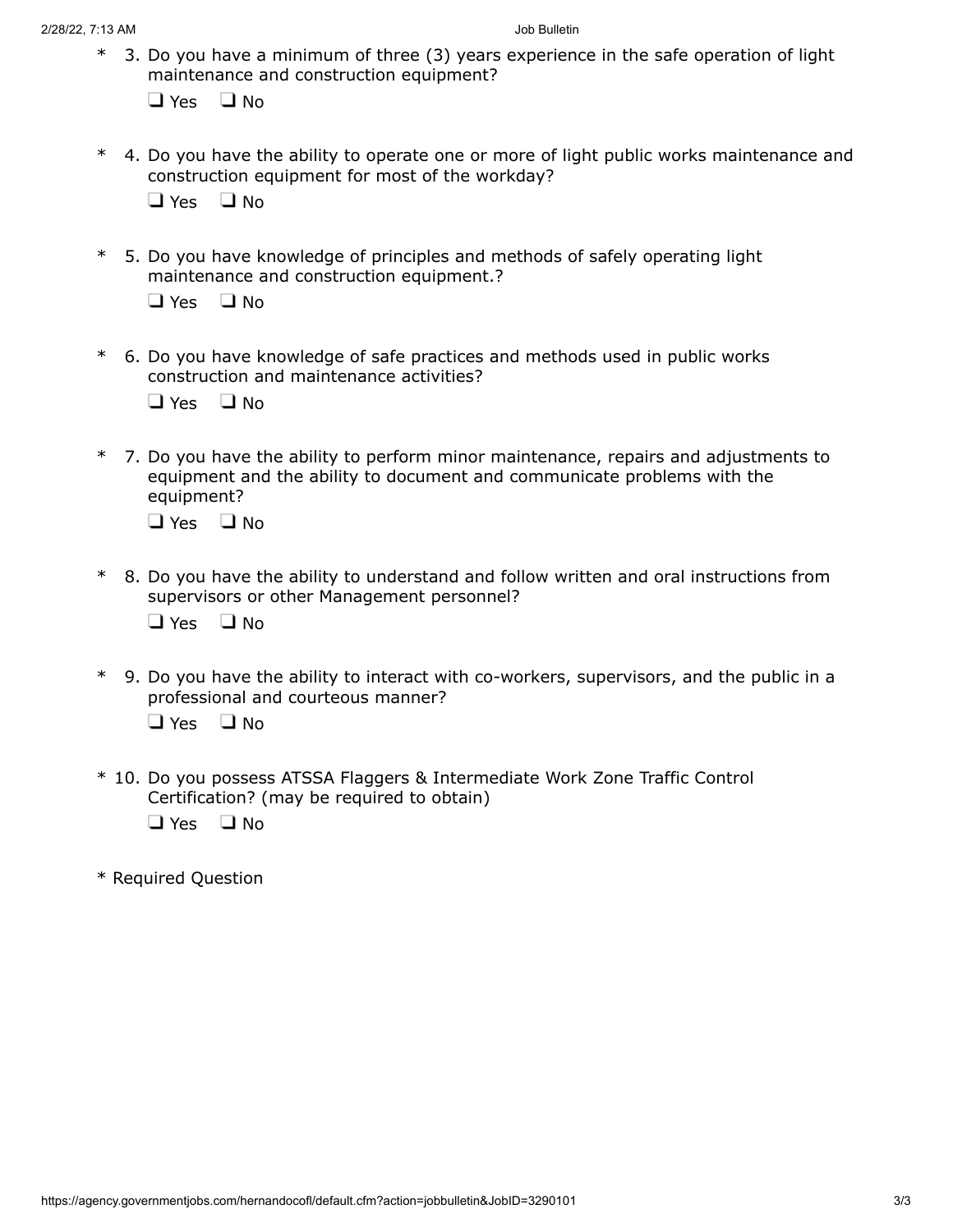\* 3. Do you have a minimum of three (3) years experience in the safe operation of light maintenance and construction equipment?

❑ Yes ❑ No

\* 4. Do you have the ability to operate one or more of light public works maintenance and construction equipment for most of the workday?

❑ Yes ❑ No

\* 5. Do you have knowledge of principles and methods of safely operating light maintenance and construction equipment.?

❑ Yes ❑ No

\* 6. Do you have knowledge of safe practices and methods used in public works construction and maintenance activities?

❑ Yes ❑ No

\* 7. Do you have the ability to perform minor maintenance, repairs and adjustments to equipment and the ability to document and communicate problems with the equipment?

❑ Yes ❑ No

\* 8. Do you have the ability to understand and follow written and oral instructions from supervisors or other Management personnel?

❑ Yes ❑ No

\* 9. Do you have the ability to interact with co-workers, supervisors, and the public in a professional and courteous manner?

❑ Yes ❑ No

\* 10. Do you possess ATSSA Flaggers & Intermediate Work Zone Traffic Control Certification? (may be required to obtain)

❑ Yes ❑ No

\* Required Question